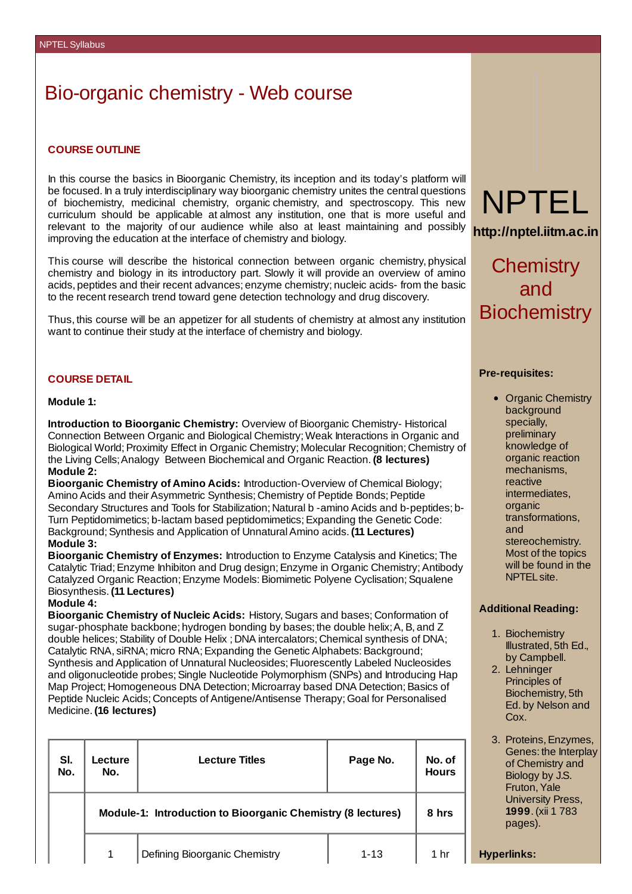# Bio-organic chemistry - Web course

## COURSE OUTLINE

In this course the basics in Bioorganic Chemistry, its inception and its today's platform will be focused. In a truly interdisciplinary way bioorganic chemistry unites the central questions of biochemistry, medicinal chemistry, organic chemistry, and spectroscopy. This new curriculum should be applicable at almost any institution, one that is more useful and relevant to the majority of our audience while also at least maintaining and possibly improving the education at the interface of chemistry and biology.

This course will describe the historical connection between organic chemistry, physical chemistry and biology in its introductory part. Slowly it will provide an overview of amino acids, peptides and their recent advances; enzyme chemistry; nucleic acids- from the basic to the recent research trend toward gene detection technology and drug discovery.

Thus, this course will be an appetizer for all students of chemistry at almost any institution want to continue their study at the interface of chemistry and biology.

## COURSE DETAIL

**Module 1:**

**Introduction to Bioorganic Chemistry:** Overview of Bioorganic Chemistry- Historical Connection Between Organic and Biological Chemistry; Weak Interactions in Organic and Biological World; Proximity Effect in Organic Chemistry; Molecular Recognition; Chemistry of the Living Cells; Analogy Between Biochemical and Organic Reaction. **(8 lectures)**

**Module 2:**

**Bioorganic Chemistry of Amino Acids:** Introduction-Overview of Chemical Biology; Amino Acids and their Asymmetric Synthesis; Chemistry of Peptide Bonds; Peptide Secondary Structures and Tools for Stabilization; Natural b -amino Acids and b-peptides; b-Turn Peptidomimetics; b-lactam based peptidomimetics; Expanding the Genetic Code: Background; Synthesis and Application of Unnatural Amino acids. **(11 Lectures)**

**Module 3:**

**Bioorganic Chemistry of Enzymes:** Introduction to Enzyme Catalysis and Kinetics; The Catalytic Triad; Enzyme Inhibiton and Drug design; Enzyme in Organic Chemistry; Antibody Catalyzed Organic Reaction; Enzyme Models: Biomimetic Polyene Cyclisation; Squalene Biosynthesis. **(11 Lectures)**

**Module 4:**

**Bioorganic Chemistry of Nucleic Acids:** History, Sugars and bases; Conformation of sugar-phosphate backbone; hydrogen bonding by bases; the double helix; A, B, and Z double helices; Stability of Double Helix ; DNA intercalators; Chemical synthesis of DNA; Catalytic RNA, siRNA; micro RNA; Expanding the Genetic Alphabets: Background; Synthesis and Application of Unnatural Nucleosides; Fluorescently Labeled Nucleosides and oligonucleotide probes; Single Nucleotide Polymorphism (SNPs) and Introducing Hap Map Project; Homogeneous DNA Detection; Microarray based DNA Detection; Basics of Peptide Nucleic Acids; Concepts of Antigene/Antisense Therapy; Goal for Personalised Medicine. **(16 lectures)**

| Sl. No. | Lecture No. | Lecture Titles | Page No. | No. of Hours |
|---|---|---|---|---|
| | **Module-1: Introduction to Bioorganic Chemistry (8 lectures)** | | | **8 hrs** |
| | 1 | Defining Bioorganic Chemistry | 1-13 | 1 hr |

NPTEL

**http://nptel.iitm.ac.in**

## Chemistry and Biochemistry

**Pre-requisites:**

- Organic Chemistry background specially, preliminary knowledge of organic reaction mechanisms, reactive intermediates, organic transformations, and stereochemistry. Most of the topics will be found in the NPTEL site.

**Additional Reading:**

1. Biochemistry Illustrated, 5th Ed., by Campbell.
2. Lehninger Principles of Biochemistry, 5th Ed. by Nelson and Cox.
3. Proteins, Enzymes, Genes: the Interplay of Chemistry and Biology by J.S. Fruton, Yale University Press, **1999**. (xii 1 783 pages).

**Hyperlinks:**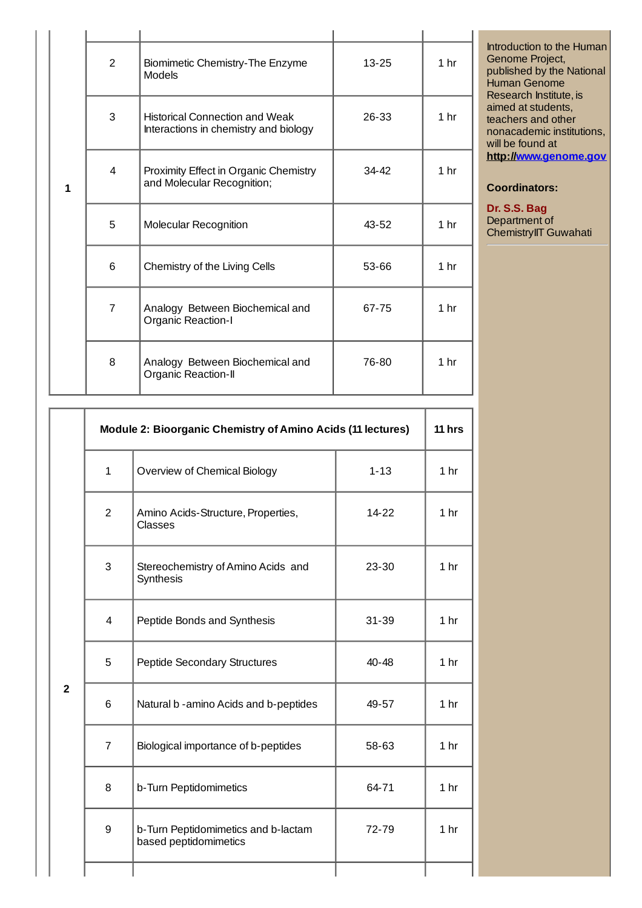| | | | | |
|---|---|---|---|---|
| 1 | 2 | Biomimetic Chemistry-The Enzyme Models | 13-25 | 1 hr |
| | 3 | Historical Connection and Weak Interactions in chemistry and biology | 26-33 | 1 hr |
| | 4 | Proximity Effect in Organic Chemistry and Molecular Recognition; | 34-42 | 1 hr |
| | 5 | Molecular Recognition | 43-52 | 1 hr |
| | 6 | Chemistry of the Living Cells | 53-66 | 1 hr |
| | 7 | Analogy Between Biochemical and Organic Reaction-I | 67-75 | 1 hr |
| | 8 | Analogy Between Biochemical and Organic Reaction-II | 76-80 | 1 hr |

| | **Module 2: Bioorganic Chemistry of Amino Acids (11 lectures)** | | | **11 hrs** |
|---|---|---|---|---|
| 2 | 1 | Overview of Chemical Biology | 1-13 | 1 hr |
| | 2 | Amino Acids-Structure, Properties, Classes | 14-22 | 1 hr |
| | 3 | Stereochemistry of Amino Acids and Synthesis | 23-30 | 1 hr |
| | 4 | Peptide Bonds and Synthesis | 31-39 | 1 hr |
| | 5 | Peptide Secondary Structures | 40-48 | 1 hr |
| | 6 | Natural b -amino Acids and b-peptides | 49-57 | 1 hr |
| | 7 | Biological importance of b-peptides | 58-63 | 1 hr |
| | 8 | b-Turn Peptidomimetics | 64-71 | 1 hr |
| | 9 | b-Turn Peptidomimetics and b-lactam based peptidomimetics | 72-79 | 1 hr |

Introduction to the Human Genome Project, published by the National Human Genome Research Institute, is aimed at students, teachers and other nonacademic institutions, will be found at **http://www.genome.gov**

**Coordinators:**

**Dr. S.S. Bag**
Department of ChemistryIIT Guwahati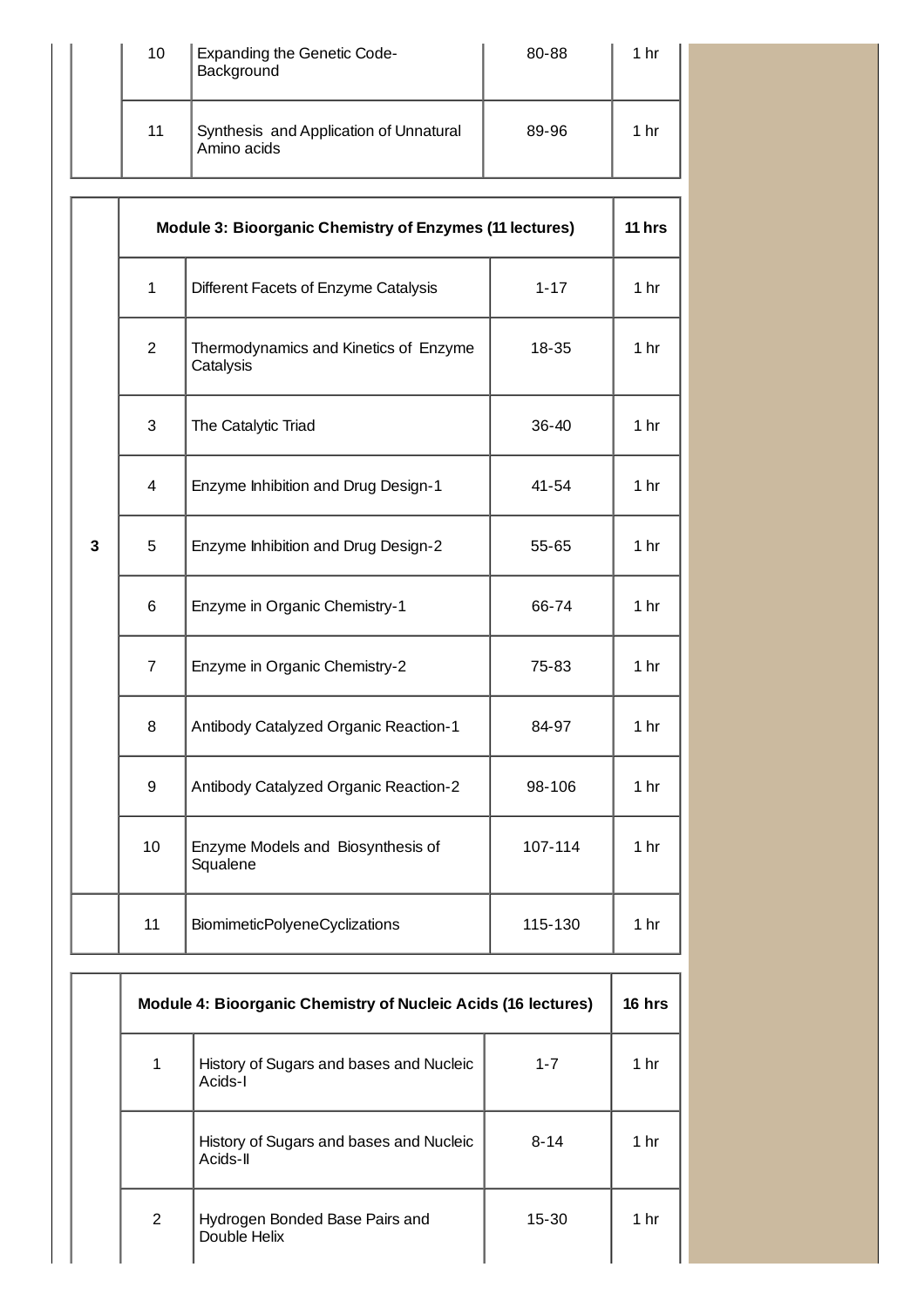| | | | | |
|---|---|---|---|---|
| | 10 | Expanding the Genetic Code-Background | 80-88 | 1 hr |
| | 11 | Synthesis and Application of Unnatural Amino acids | 89-96 | 1 hr |

| | **Module 3: Bioorganic Chemistry of Enzymes (11 lectures)** | | | **11 hrs** |
|---|---|---|---|---|
| 3 | 1 | Different Facets of Enzyme Catalysis | 1-17 | 1 hr |
| | 2 | Thermodynamics and Kinetics of Enzyme Catalysis | 18-35 | 1 hr |
| | 3 | The Catalytic Triad | 36-40 | 1 hr |
| | 4 | Enzyme Inhibition and Drug Design-1 | 41-54 | 1 hr |
| | 5 | Enzyme Inhibition and Drug Design-2 | 55-65 | 1 hr |
| | 6 | Enzyme in Organic Chemistry-1 | 66-74 | 1 hr |
| | 7 | Enzyme in Organic Chemistry-2 | 75-83 | 1 hr |
| | 8 | Antibody Catalyzed Organic Reaction-1 | 84-97 | 1 hr |
| | 9 | Antibody Catalyzed Organic Reaction-2 | 98-106 | 1 hr |
| | 10 | Enzyme Models and Biosynthesis of Squalene | 107-114 | 1 hr |
| | 11 | BiomimeticPolyeneCyclizations | 115-130 | 1 hr |

| | **Module 4: Bioorganic Chemistry of Nucleic Acids (16 lectures)** | | | **16 hrs** |
|---|---|---|---|---|
| | 1 | History of Sugars and bases and Nucleic Acids-I | 1-7 | 1 hr |
| | | History of Sugars and bases and Nucleic Acids-II | 8-14 | 1 hr |
| | 2 | Hydrogen Bonded Base Pairs and Double Helix | 15-30 | 1 hr |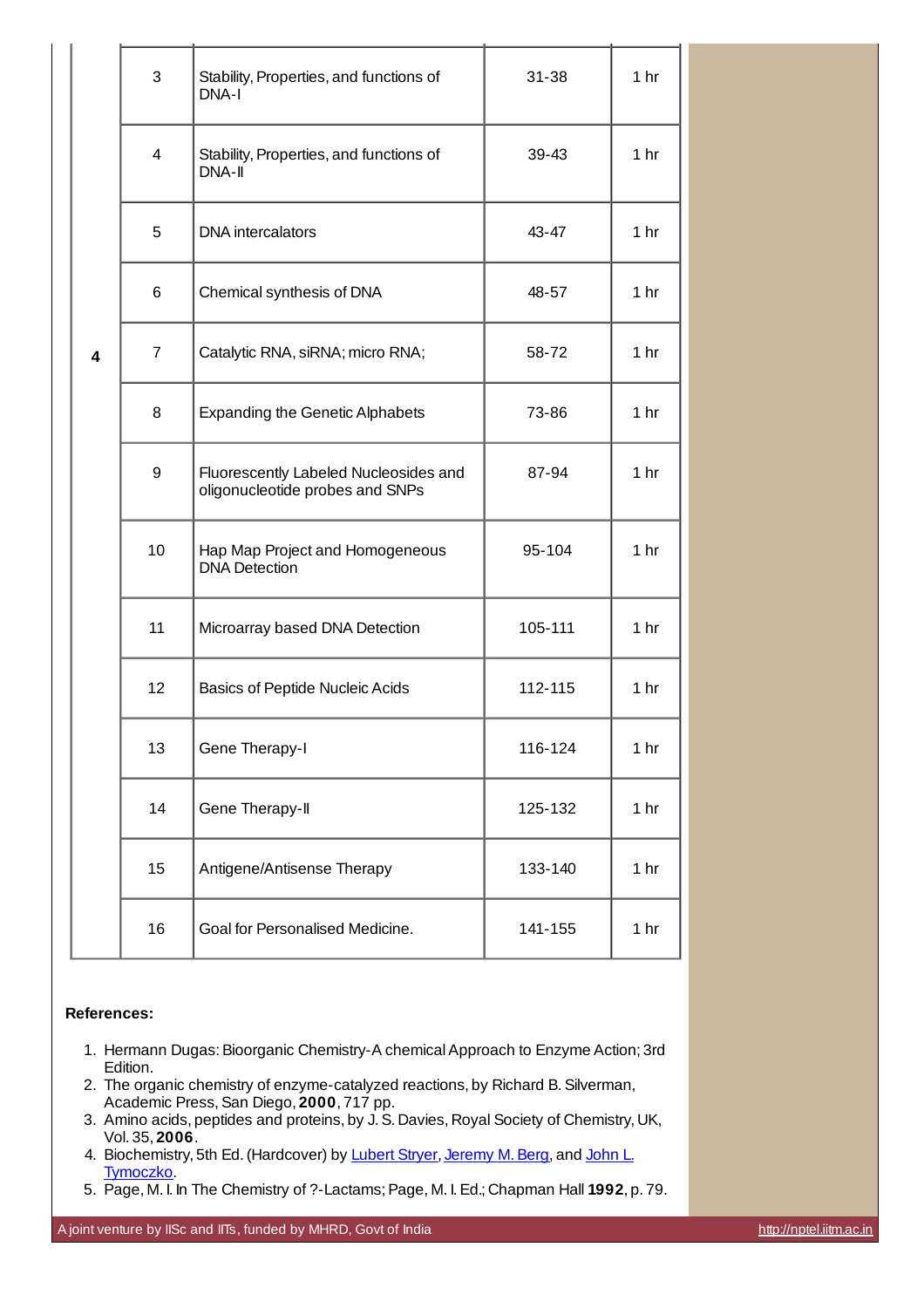| | | | | |
|---|---|---|---|---|
| | 3 | Stability, Properties, and functions of DNA-I | 31-38 | 1 hr |
| | 4 | Stability, Properties, and functions of DNA-II | 39-43 | 1 hr |
| | 5 | DNA intercalators | 43-47 | 1 hr |
| | 6 | Chemical synthesis of DNA | 48-57 | 1 hr |
| 4 | 7 | Catalytic RNA, siRNA; micro RNA; | 58-72 | 1 hr |
| | 8 | Expanding the Genetic Alphabets | 73-86 | 1 hr |
| | 9 | Fluorescently Labeled Nucleosides and oligonucleotide probes and SNPs | 87-94 | 1 hr |
| | 10 | Hap Map Project and Homogeneous DNA Detection | 95-104 | 1 hr |
| | 11 | Microarray based DNA Detection | 105-111 | 1 hr |
| | 12 | Basics of Peptide Nucleic Acids | 112-115 | 1 hr |
| | 13 | Gene Therapy-I | 116-124 | 1 hr |
| | 14 | Gene Therapy-II | 125-132 | 1 hr |
| | 15 | Antigene/Antisense Therapy | 133-140 | 1 hr |
| | 16 | Goal for Personalised Medicine. | 141-155 | 1 hr |

**References:**

1. Hermann Dugas: Bioorganic Chemistry-A chemical Approach to Enzyme Action; 3rd Edition.
2. The organic chemistry of enzyme-catalyzed reactions, by Richard B. Silverman, Academic Press, San Diego, **2000**, 717 pp.
3. Amino acids, peptides and proteins, by J. S. Davies, Royal Society of Chemistry, UK, Vol. 35, **2006**.
4. Biochemistry, 5th Ed. (Hardcover) by Lubert Stryer, Jeremy M. Berg, and John L. Tymoczko.
5. Page, M. I. In The Chemistry of ?-Lactams; Page, M. I. Ed.; Chapman Hall **1992**, p. 79.

A joint venture by IISc and IITs, funded by MHRD, Govt of India http://nptel.iitm.ac.in